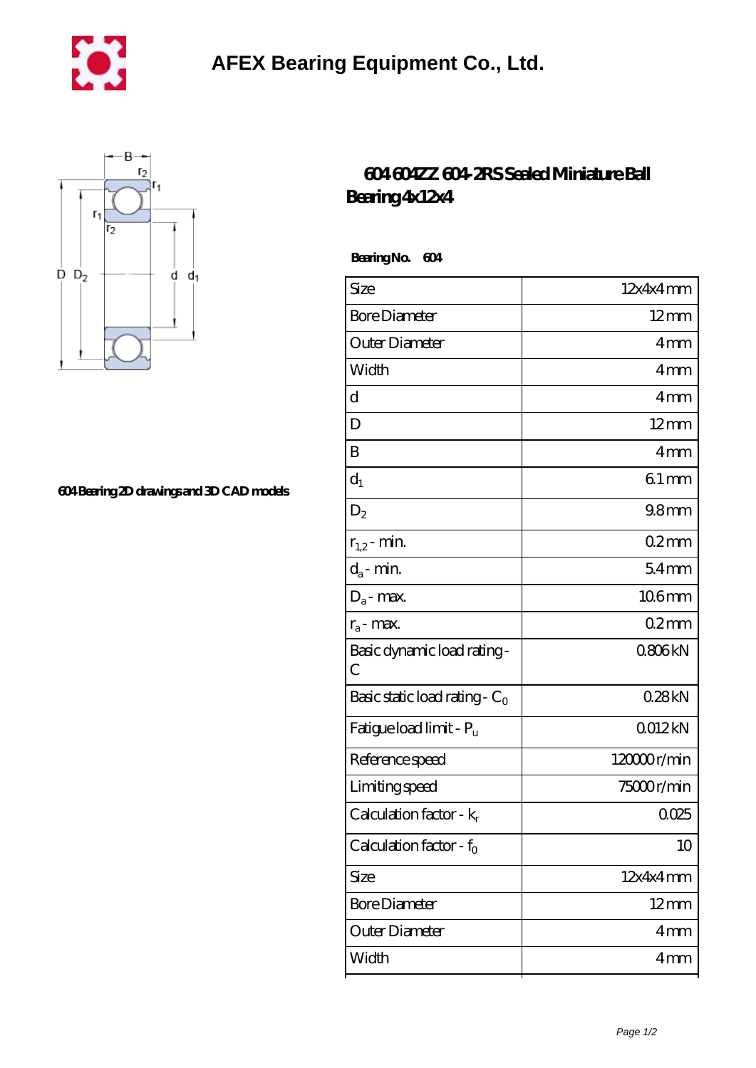# AFEX Bearing Equipment Co., Ltd.

## 604 604ZZ 604-2RS Sealed Miniature Ball Bearing 4x12x4

604 Bearing 2D drawings and 3D CAD models

**Bearing No. 604**

| Size | 12x4x4 mm |
|---|---|
| Bore Diameter | 12 mm |
| Outer Diameter | 4 mm |
| Width | 4 mm |
| d | 4 mm |
| D | 12 mm |
| B | 4 mm |
| $d_1$ | 6.1 mm |
| $D_2$ | 9.8 mm |
| $r_{1,2}$ - min. | 0.2 mm |
| $d_a$ - min. | 5.4 mm |
| $D_a$ - max. | 10.6 mm |
| $r_a$ - max. | 0.2 mm |
| Basic dynamic load rating - C | 0.806 kN |
| Basic static load rating - $C_0$ | 0.28 kN |
| Fatigue load limit - $P_u$ | 0.012 kN |
| Reference speed | 120000 r/min |
| Limiting speed | 75000 r/min |
| Calculation factor - $k_r$ | 0.025 |
| Calculation factor - $f_0$ | 10 |
| Size | 12x4x4 mm |
| Bore Diameter | 12 mm |
| Outer Diameter | 4 mm |
| Width | 4 mm |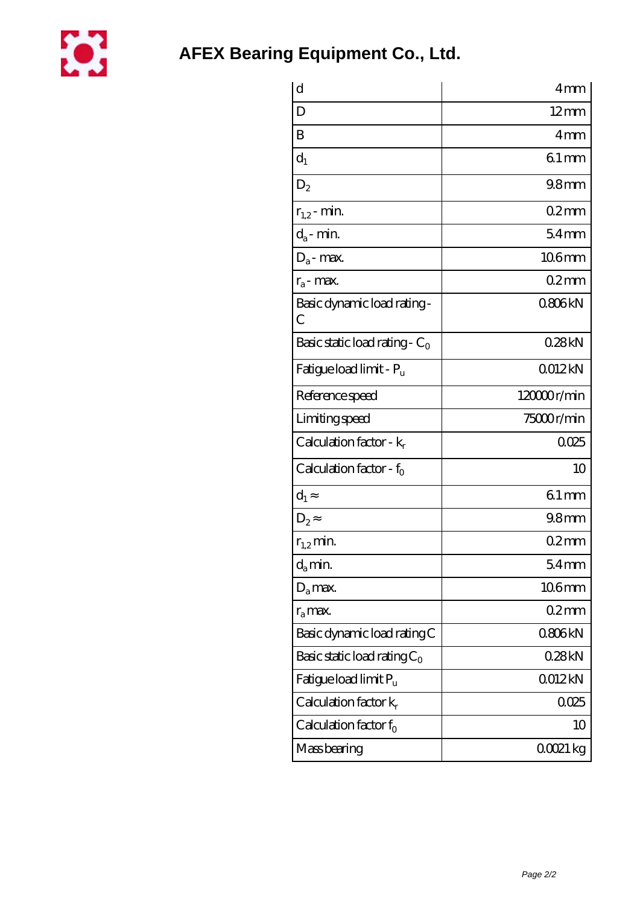# AFEX Bearing Equipment Co., Ltd.

| | |
|---|---|
| d | 4 mm |
| D | 12 mm |
| B | 4 mm |
| $d_1$ | 6.1 mm |
| $D_2$ | 9.8 mm |
| $r_{1,2}$ - min. | 0.2 mm |
| $d_a$ - min. | 5.4 mm |
| $D_a$ - max. | 10.6 mm |
| $r_a$ - max. | 0.2 mm |
| Basic dynamic load rating - C | 0.806 kN |
| Basic static load rating - $C_0$ | 0.28 kN |
| Fatigue load limit - $P_u$ | 0.012 kN |
| Reference speed | 120000 r/min |
| Limiting speed | 75000 r/min |
| Calculation factor - $k_r$ | 0.025 |
| Calculation factor - $f_0$ | 10 |
| $d_1 \approx$ | 6.1 mm |
| $D_2 \approx$ | 9.8 mm |
| $r_{1,2}$ min. | 0.2 mm |
| $d_a$ min. | 5.4 mm |
| $D_a$ max. | 10.6 mm |
| $r_a$ max. | 0.2 mm |
| Basic dynamic load rating C | 0.806 kN |
| Basic static load rating $C_0$ | 0.28 kN |
| Fatigue load limit $P_u$ | 0.012 kN |
| Calculation factor $k_r$ | 0.025 |
| Calculation factor $f_0$ | 10 |
| Mass bearing | 0.0021 kg |